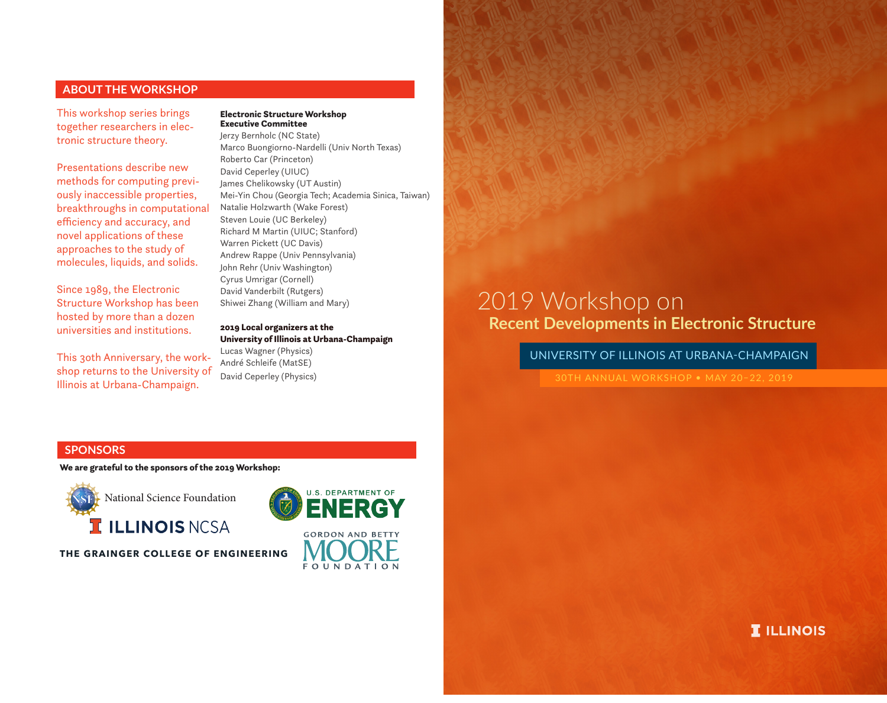# 2019 Workshop on
## Recent Developments in Electronic Structure

UNIVERSITY OF ILLINOIS AT URBANA-CHAMPAIGN

30TH ANNUAL WORKSHOP • MAY 20–22, 2019

## ABOUT THE WORKSHOP

This workshop series brings together researchers in electronic structure theory.

Presentations describe new methods for computing previously inaccessible properties, breakthroughs in computational efficiency and accuracy, and novel applications of these approaches to the study of molecules, liquids, and solids.

Since 1989, the Electronic Structure Workshop has been hosted by more than a dozen universities and institutions.

This 30th Anniversary, the workshop returns to the University of Illinois at Urbana-Champaign.

**Electronic Structure Workshop Executive Committee**

Jerzy Bernholc (NC State)
Marco Buongiorno-Nardelli (Univ North Texas)
Roberto Car (Princeton)
David Ceperley (UIUC)
James Chelikowsky (UT Austin)
Mei-Yin Chou (Georgia Tech; Academia Sinica, Taiwan)
Natalie Holzwarth (Wake Forest)
Steven Louie (UC Berkeley)
Richard M Martin (UIUC; Stanford)
Warren Pickett (UC Davis)
Andrew Rappe (Univ Pennsylvania)
John Rehr (Univ Washington)
Cyrus Umrigar (Cornell)
David Vanderbilt (Rutgers)
Shiwei Zhang (William and Mary)

**2019 Local organizers at the University of Illinois at Urbana-Champaign**

Lucas Wagner (Physics)
André Schleife (MatSE)
David Ceperley (Physics)

## SPONSORS

**We are grateful to the sponsors of the 2019 Workshop:**

National Science Foundation

ILLINOIS NCSA

THE GRAINGER COLLEGE OF ENGINEERING

U.S. DEPARTMENT OF ENERGY

GORDON AND BETTY MOORE FOUNDATION

ILLINOIS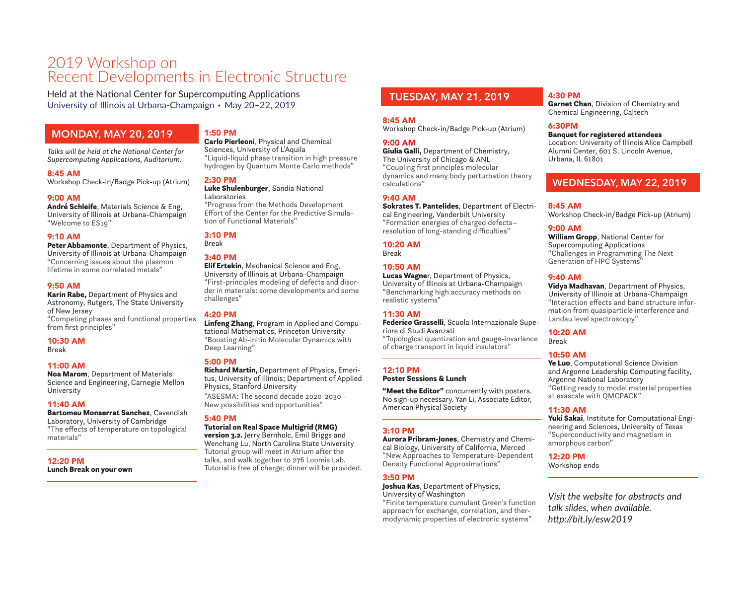# 2019 Workshop on Recent Developments in Electronic Structure

Held at the National Center for Supercomputing Applications
University of Illinois at Urbana-Champaign • May 20–22, 2019

## MONDAY, MAY 20, 2019

*Talks will be held at the National Center for Supercomputing Applications, Auditorium.*

**8:45 AM**
Workshop Check-in/Badge Pick-up (Atrium)

**9:00 AM**
**André Schleife**, Materials Science & Eng, University of Illinois at Urbana-Champaign
"Welcome to ES19"

**9:10 AM**
**Peter Abbamonte**, Department of Physics, University of Illinois at Urbana-Champaign
"Concerning issues about the plasmon lifetime in some correlated metals"

**9:50 AM**
**Karin Rabe,** Department of Physics and Astronomy, Rutgers, The State University of New Jersey
"Competing phases and functional properties from first principles"

**10:30 AM**
Break

**11:00 AM**
**Noa Marom**, Department of Materials Science and Engineering, Carnegie Mellon University

**11:40 AM**
**Bartomeu Monserrat Sanchez**, Cavendish Laboratory, University of Cambridge
"The effects of temperature on topological materials"

**12:20 PM**
**Lunch Break on your own**

**1:50 PM**
**Carlo Pierleoni**, Physical and Chemical Sciences, University of L'Aquila
"Liquid-liquid phase transition in high pressure hydrogen by Quantum Monte Carlo methods"

**2:30 PM**
**Luke Shulenburger**, Sandia National Laboratories
"Progress from the Methods Development Effort of the Center for the Predictive Simulation of Functional Materials"

**3:10 PM**
Break

**3:40 PM**
**Elif Ertekin**, Mechanical Science and Eng, University of Illinois at Urbana-Champaign
"First-principles modeling of defects and disorder in materials: some developments and some challenges"

**4:20 PM**
**Linfeng Zhang**, Program in Applied and Computational Mathematics, Princeton University
"Boosting Ab-initio Molecular Dynamics with Deep Learning"

**5:00 PM**
**Richard Martin,** Department of Physics, Emeritus, University of Illinois; Department of Applied Physics, Stanford University
"ASESMA: The second decade 2020-2030– New possibilities and opportunities"

**5:40 PM**
**Tutorial on Real Space Multigrid (RMG) version 3.2.** Jerry Bernholc, Emil Briggs and Wenchang Lu, North Carolina State University
Tutorial group will meet in Atrium after the talks, and walk together to 276 Loomis Lab. Tutorial is free of charge; dinner will be provided.

## TUESDAY, MAY 21, 2019

**8:45 AM**
Workshop Check-in/Badge Pick-up (Atrium)

**9:00 AM**
**Giulia Galli,** Department of Chemistry, The University of Chicago & ANL
"Coupling first principles molecular dynamics and many body perturbation theory calculations"

**9:40 AM**
**Sokrates T. Pantelides**, Department of Electrical Engineering, Vanderbilt University
"Formation energies of charged defects– resolution of long-standing difficulties"

**10:20 AM**
Break

**10:50 AM**
**Lucas Wagner**, Department of Physics, University of Illinois at Urbana-Champaign
"Benchmarking high accuracy methods on realistic systems"

**11:30 AM**
**Federico Grasselli**, Scuola Internazionale Superiore di Studi Avanzati
"Topological quantization and gauge-invariance of charge transport in liquid insulators"

**12:10 PM**
**Poster Sessions & Lunch**

**"Meet the Editor"** concurrently with posters. No sign-up necessary. Yan Li, Associate Editor, American Physical Society

**3:10 PM**
**Aurora Pribram-Jones**, Chemistry and Chemical Biology, University of California, Merced
"New Approaches to Temperature-Dependent Density Functional Approximations"

**3:50 PM**
**Joshua Kas**, Department of Physics, University of Washington
"Finite temperature cumulant Green's function approach for exchange, correlation, and thermodynamic properties of electronic systems"

**4:30 PM**
**Garnet Chan**, Division of Chemistry and Chemical Engineering, Caltech

**6:30PM**
**Banquet for registered attendees**
Location: University of Illinois Alice Campbell Alumni Center, 601 S. Lincoln Avenue, Urbana, IL 61801

## WEDNESDAY, MAY 22, 2019

**8:45 AM**
Workshop Check-in/Badge Pick-up (Atrium)

**9:00 AM**
**William Gropp**, National Center for Supercomputing Applications
"Challenges in Programming The Next Generation of HPC Systems"

**9:40 AM**
**Vidya Madhavan**, Department of Physics, University of Illinois at Urbana-Champaign
"Interaction effects and band structure information from quasiparticle interference and Landau level spectroscopy"

**10:20 AM**
Break

**10:50 AM**
**Ye Luo**, Computational Science Division and Argonne Leadership Computing facility, Argonne National Laboratory
"Getting ready to model material properties at exascale with QMCPACK"

**11:30 AM**
**Yuki Sakai**, Institute for Computational Engineering and Sciences, University of Texas
"Superconductivity and magnetism in amorphous carbon"

**12:20 PM**
Workshop ends

*Visit the website for abstracts and talk slides, when available.*
*http://bit.ly/esw2019*